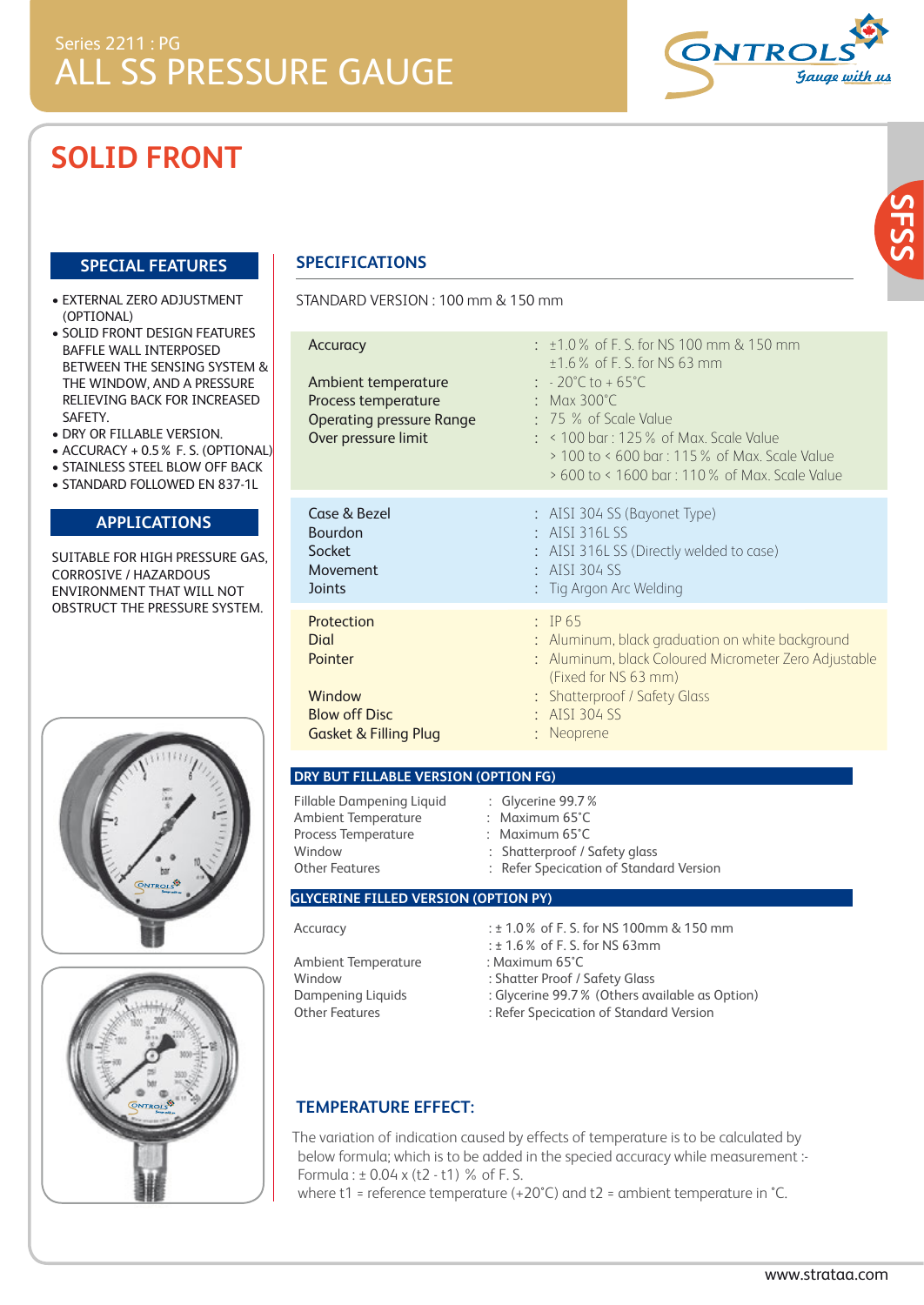Series 2211 : PG

# ALL SS PRESSURE GAUGE

## SOLID FRONT

### SPECIAL FEATURES

- EXTERNAL ZERO ADJUSTMENT (OPTIONAL)
- SOLID FRONT DESIGN FEATURES BAFFLE WALL INTERPOSED BETWEEN THE SENSING SYSTEM & THE WINDOW, AND A PRESSURE RELIEVING BACK FOR INCREASED SAFETY.
- DRY OR FILLABLE VERSION.
- ACCURACY + 0.5 % F. S. (OPTIONAL)
- STAINLESS STEEL BLOW OFF BACK
- STANDARD FOLLOWED EN 837-1L

### APPLICATIONS

SUITABLE FOR HIGH PRESSURE GAS, CORROSIVE / HAZARDOUS ENVIRONMENT THAT WILL NOT OBSTRUCT THE PRESSURE SYSTEM.

### SPECIFICATIONS

STANDARD VERSION : 100 mm & 150 mm

| | |
|---|---|
| Accuracy | : ±1.0 % of F. S. for NS 100 mm & 150 mm<br>±1.6 % of F. S. for NS 63 mm |
| Ambient temperature | : - 20°C to + 65°C |
| Process temperature | : Max 300°C |
| Operating pressure Range | : 75 % of Scale Value |
| Over pressure limit | : < 100 bar : 125 % of Max. Scale Value<br>> 100 to < 600 bar : 115 % of Max. Scale Value<br>> 600 to < 1600 bar : 110 % of Max. Scale Value |
| Case & Bezel | : AISI 304 SS (Bayonet Type) |
| Bourdon | : AISI 316L SS |
| Socket | : AISI 316L SS (Directly welded to case) |
| Movement | : AISI 304 SS |
| Joints | : Tig Argon Arc Welding |
| Protection | : IP 65 |
| Dial | : Aluminum, black graduation on white background |
| Pointer | : Aluminum, black Coloured Micrometer Zero Adjustable (Fixed for NS 63 mm) |
| Window | : Shatterproof / Safety Glass |
| Blow off Disc | : AISI 304 SS |
| Gasket & Filling Plug | : Neoprene |

### DRY BUT FILLABLE VERSION (OPTION FG)

| | |
|---|---|
| Fillable Dampening Liquid | : Glycerine 99.7 % |
| Ambient Temperature | : Maximum 65°C |
| Process Temperature | : Maximum 65°C |
| Window | : Shatterproof / Safety glass |
| Other Features | : Refer Specication of Standard Version |

### GLYCERINE FILLED VERSION (OPTION PY)

| | |
|---|---|
| Accuracy | : ± 1.0 % of F. S. for NS 100mm & 150 mm<br>: ± 1.6 % of F. S. for NS 63mm |
| Ambient Temperature | : Maximum 65°C |
| Window | : Shatter Proof / Safety Glass |
| Dampening Liquids | : Glycerine 99.7 % (Others available as Option) |
| Other Features | : Refer Specication of Standard Version |

### TEMPERATURE EFFECT:

The variation of indication caused by effects of temperature is to be calculated by below formula; which is to be added in the specied accuracy while measurement :-
Formula : $\pm 0.04 \times (t2 - t1)$ % of F. S.
where t1 = reference temperature (+20°C) and t2 = ambient temperature in °C.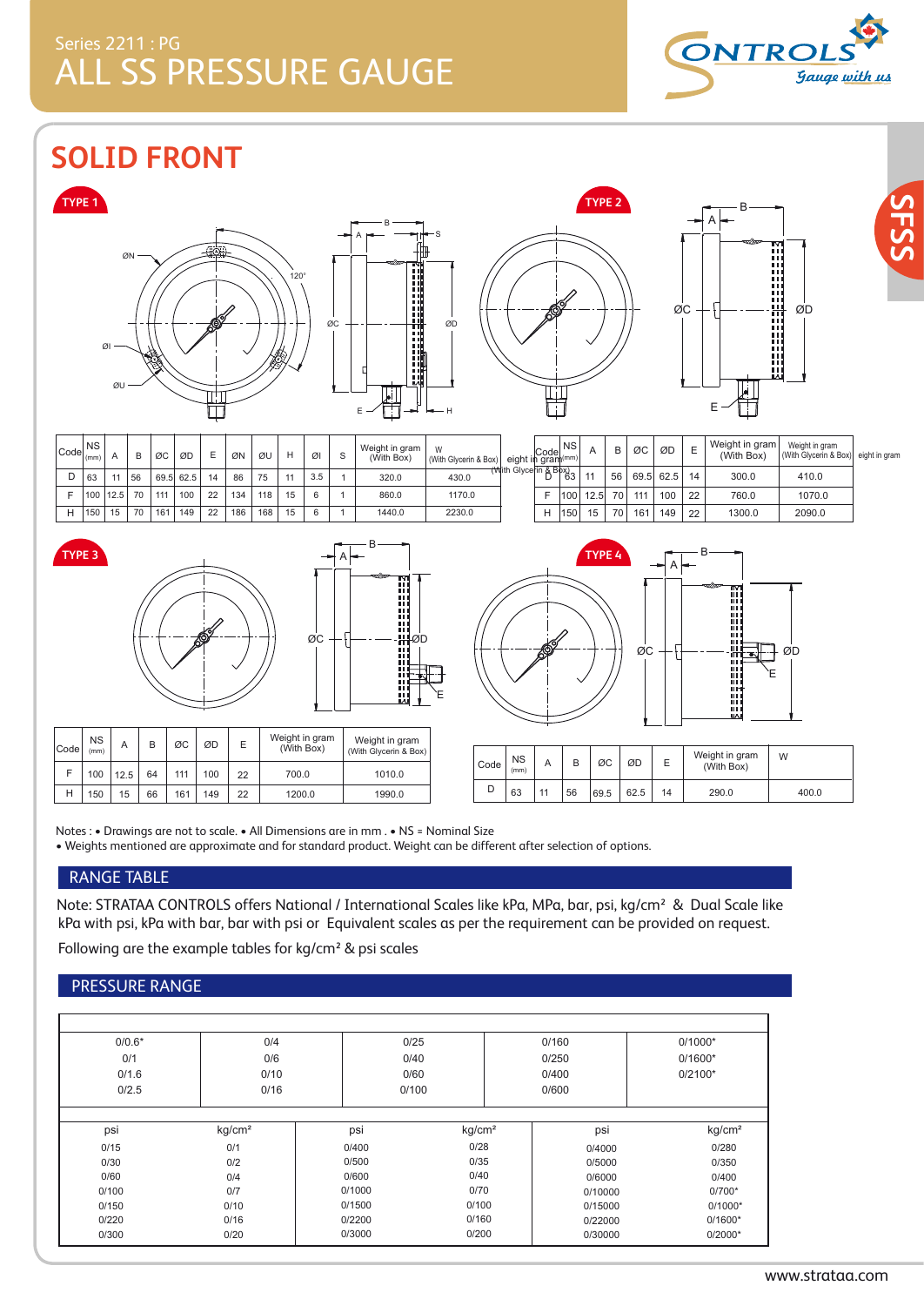Series 2211 : PG

# ALL SS PRESSURE GAUGE

## SOLID FRONT

### TYPE 1

| Code | NS (mm) | A | B | ØC | ØD | E | ØN | ØU | H | ØI | S | Weight in gram (With Box) | W (With Glycerin & Box) |
|---|---|---|---|---|---|---|---|---|---|---|---|---|---|
| D | 63 | 11 | 56 | 69.5 | 62.5 | 14 | 86 | 75 | 11 | 3.5 | 1 | 320.0 | 430.0 |
| F | 100 | 12.5 | 70 | 111 | 100 | 22 | 134 | 118 | 15 | 6 | 1 | 860.0 | 1170.0 |
| H | 150 | 15 | 70 | 161 | 149 | 22 | 186 | 168 | 15 | 6 | 1 | 1440.0 | 2230.0 |

### TYPE 2

| Code | NS (mm) | A | B | ØC | ØD | E | Weight in gram (With Box) | Weight in gram (With Glycerin & Box) |
|---|---|---|---|---|---|---|---|---|
| D | 63 | 11 | 56 | 69.5 | 62.5 | 14 | 300.0 | 410.0 |
| F | 100 | 12.5 | 70 | 111 | 100 | 22 | 760.0 | 1070.0 |
| H | 150 | 15 | 70 | 161 | 149 | 22 | 1300.0 | 2090.0 |

### TYPE 3

| Code | NS (mm) | A | B | ØC | ØD | E | Weight in gram (With Box) | Weight in gram (With Glycerin & Box) |
|---|---|---|---|---|---|---|---|---|
| F | 100 | 12.5 | 64 | 111 | 100 | 22 | 700.0 | 1010.0 |
| H | 150 | 15 | 66 | 161 | 149 | 22 | 1200.0 | 1990.0 |

### TYPE 4

| Code | NS (mm) | A | B | ØC | ØD | E | Weight in gram (With Box) | W |
|---|---|---|---|---|---|---|---|---|
| D | 63 | 11 | 56 | 69.5 | 62.5 | 14 | 290.0 | 400.0 |

Notes : • Drawings are not to scale. • All Dimensions are in mm . • NS = Nominal Size
• Weights mentioned are approximate and for standard product. Weight can be different after selection of options.

## RANGE TABLE

Note: STRATAA CONTROLS offers National / International Scales like kPa, MPa, bar, psi, kg/cm² & Dual Scale like kPa with psi, kPa with bar, bar with psi or Equivalent scales as per the requirement can be provided on request.

Following are the example tables for kg/cm² & psi scales

## PRESSURE RANGE

| | | | | |
|---|---|---|---|---|
| 0/0.6* | 0/4 | 0/25 | 0/160 | 0/1000* |
| 0/1 | 0/6 | 0/40 | 0/250 | 0/1600* |
| 0/1.6 | 0/10 | 0/60 | 0/400 | 0/2100* |
| 0/2.5 | 0/16 | 0/100 | 0/600 | |

| psi | kg/cm² | psi | kg/cm² | psi | kg/cm² |
|---|---|---|---|---|---|
| 0/15 | 0/1 | 0/400 | 0/28 | 0/4000 | 0/280 |
| 0/30 | 0/2 | 0/500 | 0/35 | 0/5000 | 0/350 |
| 0/60 | 0/4 | 0/600 | 0/40 | 0/6000 | 0/400 |
| 0/100 | 0/7 | 0/1000 | 0/70 | 0/10000 | 0/700* |
| 0/150 | 0/10 | 0/1500 | 0/100 | 0/15000 | 0/1000* |
| 0/220 | 0/16 | 0/2200 | 0/160 | 0/22000 | 0/1600* |
| 0/300 | 0/20 | 0/3000 | 0/200 | 0/30000 | 0/2000* |

www.strataa.com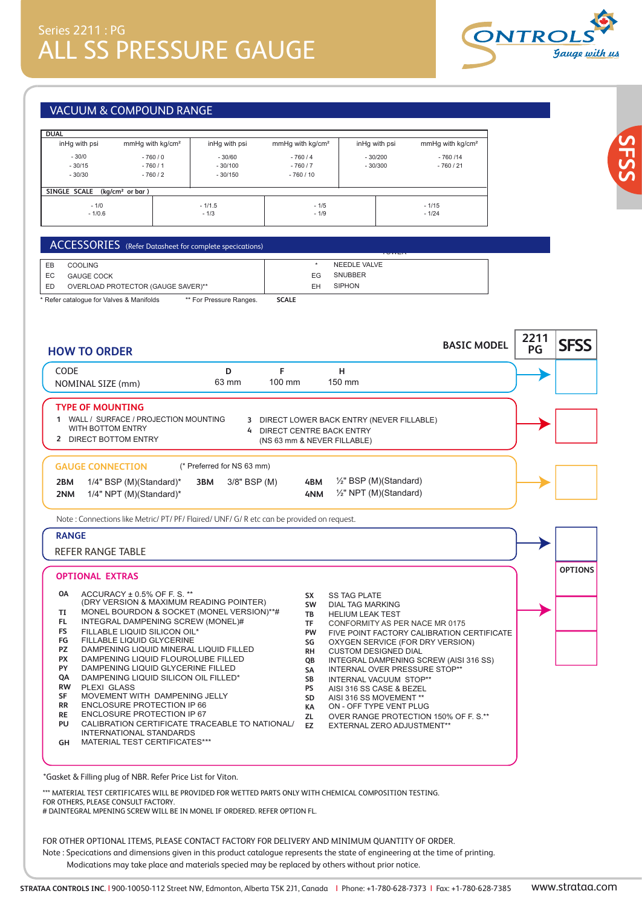Series 2211 : PG

# ALL SS PRESSURE GAUGE

## VACUUM & COMPOUND RANGE

| DUAL | | | | | |
|---|---|---|---|---|---|
| inHg with psi | mmHg with kg/cm² | inHg with psi | mmHg with kg/cm² | inHg with psi | mmHg with kg/cm² |
| - 30/0<br>- 30/15<br>- 30/30 | - 760 / 0<br>- 760 / 1<br>- 760 / 2 | - 30/60<br>- 30/100<br>- 30/150 | - 760 / 4<br>- 760 / 7<br>- 760 / 10 | - 30/200<br>- 30/300 | - 760 /14<br>- 760 / 21 |

| SINGLE SCALE (kg/cm² or bar ) | | | |
|---|---|---|---|
| - 1/0<br>- 1/0.6 | - 1/1.5<br>- 1/3 | - 1/5<br>- 1/9 | - 1/15<br>- 1/24 |

## ACCESSORIES (Refer Datasheet for complete specications)

| | | | |
|---|---|---|---|
| EB | COOLING | * | NEEDLE VALVE |
| EC | GAUGE COCK | EG | SNUBBER |
| ED | OVERLOAD PROTECTOR (GAUGE SAVER)** | EH | SIPHON |

* Refer catalogue for Valves & Manifolds ** For Pressure Ranges. SCALE

## HOW TO ORDER

BASIC MODEL | 2211 PG | SFSS

**CODE** — NOMINAL SIZE (mm)

| D | F | H |
|---|---|---|
| 63 mm | 100 mm | 150 mm |

**TYPE OF MOUNTING**

1 WALL / SURFACE / PROJECTION MOUNTING WITH BOTTOM ENTRY
2 DIRECT BOTTOM ENTRY
3 DIRECT LOWER BACK ENTRY (NEVER FILLABLE)
4 DIRECT CENTRE BACK ENTRY (NS 63 mm & NEVER FILLABLE)

**GAUGE CONNECTION** (* Preferred for NS 63 mm)

| | | | | | |
|---|---|---|---|---|---|
| 2BM | 1/4" BSP (M)(Standard)* | 3BM | 3/8" BSP (M) | 4BM | ½" BSP (M)(Standard) |
| 2NM | 1/4" NPT (M)(Standard)* | | | 4NM | ½" NPT (M)(Standard) |

Note : Connections like Metric/ PT/ PF/ Flaired/ UNF/ G/ R etc can be provided on request.

**RANGE**

REFER RANGE TABLE

**OPTIONAL EXTRAS** — OPTIONS

| | | | |
|---|---|---|---|
| OA | ACCURACY ± 0.5% OF F. S. ** (DRY VERSION & MAXIMUM READING POINTER) | SX | SS TAG PLATE |
| TI | MONEL BOURDON & SOCKET (MONEL VERSION)**# | SW | DIAL TAG MARKING |
| FL | INTEGRAL DAMPENING SCREW (MONEL)# | TB | HELIUM LEAK TEST |
| FS | FILLABLE LIQUID SILICON OIL* | TF | CONFORMITY AS PER NACE MR 0175 |
| FG | FILLABLE LIQUID GLYCERINE | PW | FIVE POINT FACTORY CALIBRATION CERTIFICATE |
| PZ | DAMPENING LIQUID MINERAL LIQUID FILLED | SG | OXYGEN SERVICE (FOR DRY VERSION) |
| PX | DAMPENING LIQUID FLOUROLUBE FILLED | RH | CUSTOM DESIGNED DIAL |
| PY | DAMPENING LIQUID GLYCERINE FILLED | QB | INTEGRAL DAMPENING SCREW (AISI 316 SS) |
| QA | DAMPENING LIQUID SILICON OIL FILLED* | SA | INTERNAL OVER PRESSURE STOP** |
| RW | PLEXI GLASS | SB | INTERNAL VACUUM STOP** |
| SF | MOVEMENT WITH DAMPENING JELLY | PS | AISI 316 SS CASE & BEZEL |
| RR | ENCLOSURE PROTECTION IP 66 | SD | AISI 316 SS MOVEMENT ** |
| RE | ENCLOSURE PROTECTION IP 67 | KA | ON - OFF TYPE VENT PLUG |
| PU | CALIBRATION CERTIFICATE TRACEABLE TO NATIONAL/ INTERNATIONAL STANDARDS | ZL | OVER RANGE PROTECTION 150% OF F. S.** |
| GH | MATERIAL TEST CERTIFICATES*** | EZ | EXTERNAL ZERO ADJUSTMENT** |

*Gasket & Filling plug of NBR. Refer Price List for Viton.

*** MATERIAL TEST CERTIFICATES WILL BE PROVIDED FOR WETTED PARTS ONLY WITH CHEMICAL COMPOSITION TESTING. FOR OTHERS, PLEASE CONSULT FACTORY.
# DAINTEGRAL MPENING SCREW WILL BE IN MONEL IF ORDERED. REFER OPTION FL.

FOR OTHER OPTIONAL ITEMS, PLEASE CONTACT FACTORY FOR DELIVERY AND MINIMUM QUANTITY OF ORDER.
Note : Specications and dimensions given in this product catalogue represents the state of engineering at the time of printing. Modications may take place and materials specied may be replaced by others without prior notice.

STRATAA CONTROLS INC. | 900-10050-112 Street NW, Edmonton, Alberta T5K 2J1, Canada | Phone: +1-780-628-7373 | Fax: +1-780-628-7385 www.strataa.com